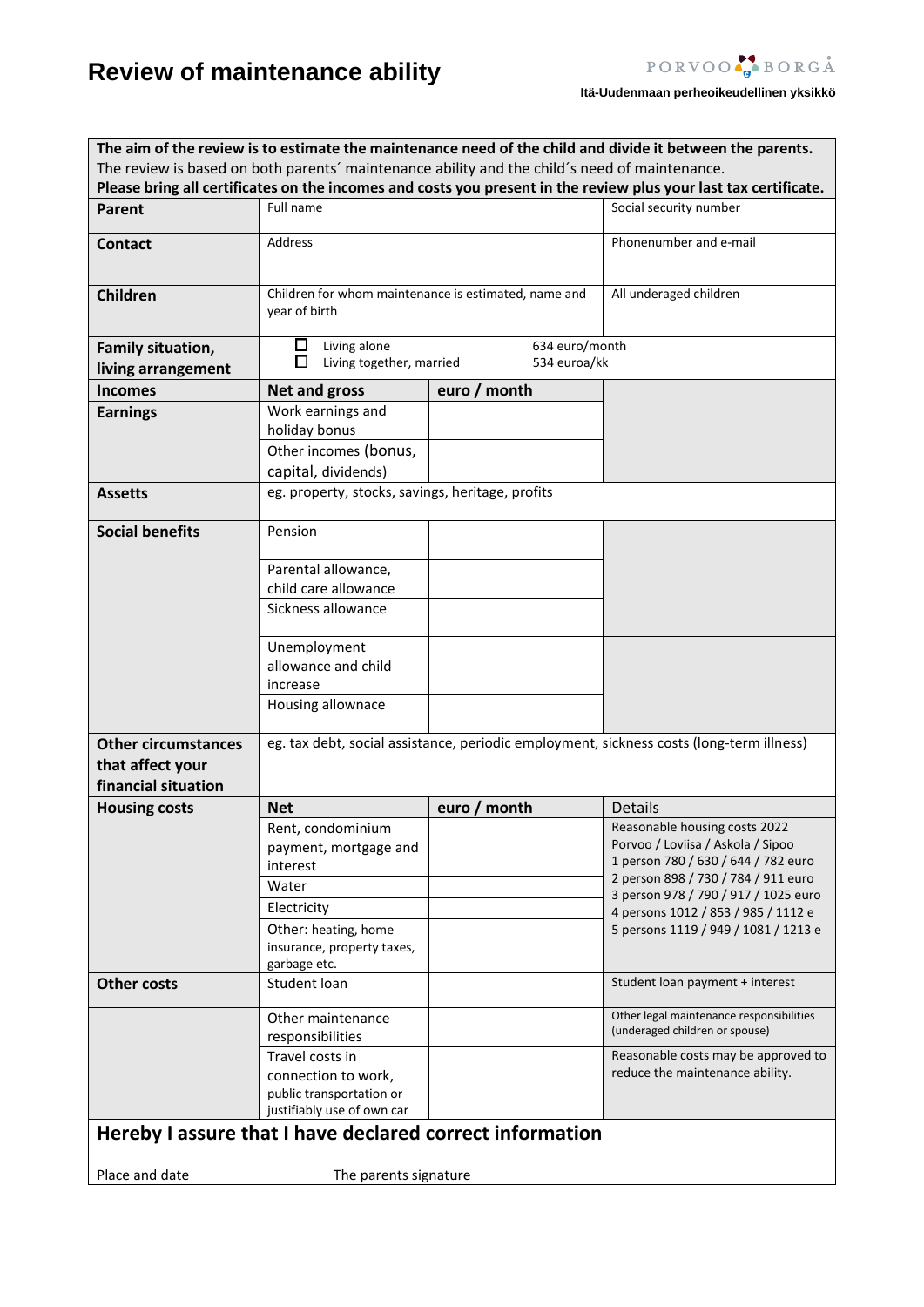# Review of maintenance ability

PORVOO BORGÅ

**Itä-Uudenmaan perheoikeudellinen yksikkö**

**The aim of the review is to estimate the maintenance need of the child and divide it between the parents.**
The review is based on both parents´ maintenance ability and the child´s need of maintenance.
**Please bring all certificates on the incomes and costs you present in the review plus your last tax certificate.**

| | | | |
|---|---|---|---|
| **Parent** | Full name | | Social security number |
| **Contact** | Address | | Phonenumber and e-mail |
| **Children** | Children for whom maintenance is estimated, name and year of birth | | All underaged children |
| **Family situation, living arrangement** | ☐ Living alone 634 euro/month<br>☐ Living together, married 534 euroa/kk | | |
| **Incomes** | **Net and gross** | **euro / month** | |
| **Earnings** | Work earnings and holiday bonus | | |
| | Other incomes (bonus, capital, dividends) | | |
| **Assetts** | eg. property, stocks, savings, heritage, profits | | |
| **Social benefits** | Pension | | |
| | Parental allowance, child care allowance | | |
| | Sickness allowance | | |
| | Unemployment allowance and child increase | | |
| | Housing allownace | | |
| **Other circumstances that affect your financial situation** | eg. tax debt, social assistance, periodic employment, sickness costs (long-term illness) | | |
| **Housing costs** | **Net** | **euro / month** | Details |
| | Rent, condominium payment, mortgage and interest | | Reasonable housing costs 2022<br>Porvoo / Loviisa / Askola / Sipoo<br>1 person 780 / 630 / 644 / 782 euro<br>2 person 898 / 730 / 784 / 911 euro<br>3 person 978 / 790 / 917 / 1025 euro<br>4 persons 1012 / 853 / 985 / 1112 e<br>5 persons 1119 / 949 / 1081 / 1213 e |
| | Water | | |
| | Electricity | | |
| | Other: heating, home insurance, property taxes, garbage etc. | | |
| **Other costs** | Student loan | | Student loan payment + interest |
| | Other maintenance responsibilities | | Other legal maintenance responsibilities (underaged children or spouse) |
| | Travel costs in connection to work, public transportation or justifiably use of own car | | Reasonable costs may be approved to reduce the maintenance ability. |

## Hereby I assure that I have declared correct information

Place and date The parents signature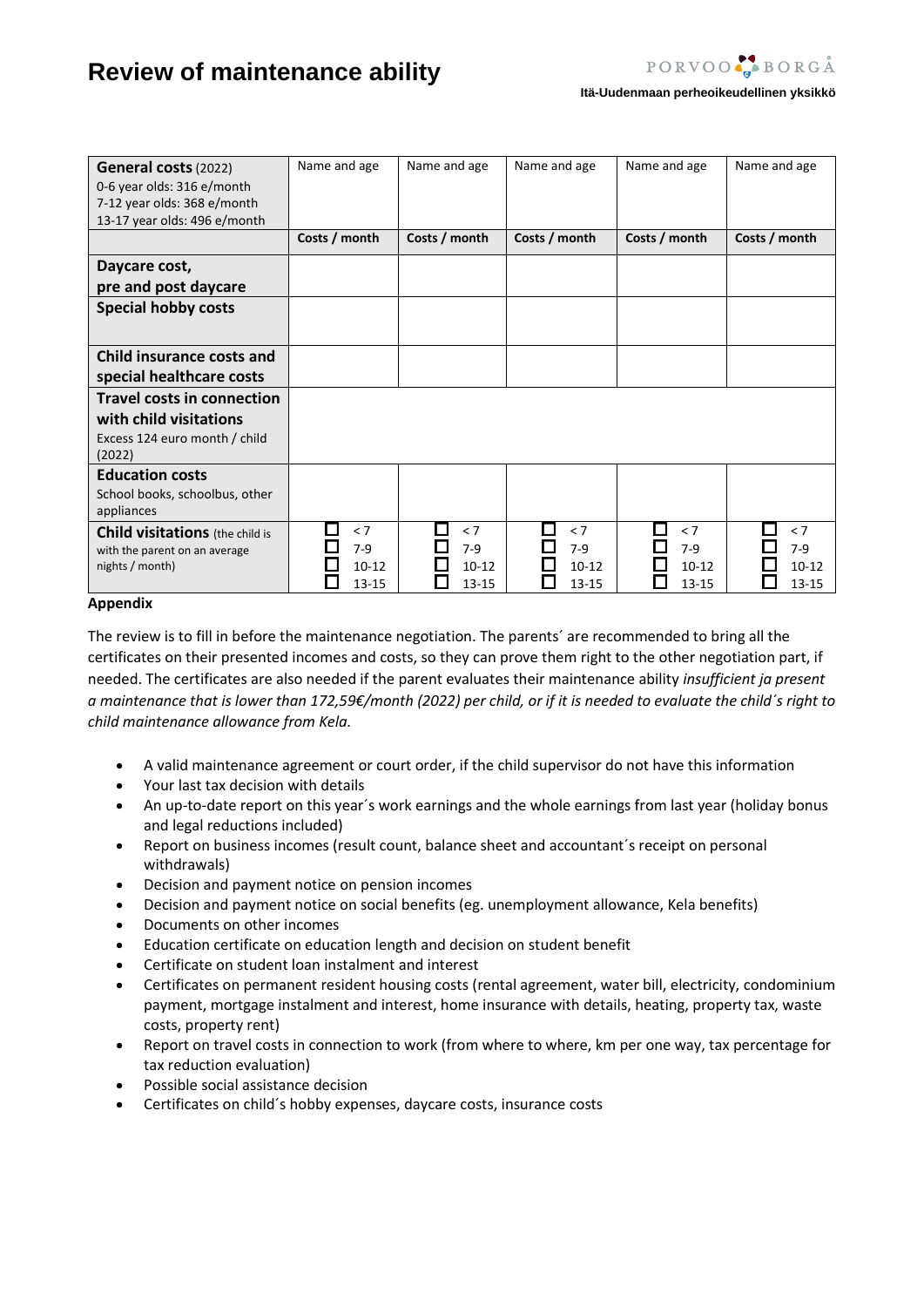# Review of maintenance ability

Itä-Uudenmaan perheoikeudellinen yksikkö

| **General costs** (2022)<br>0-6 year olds: 316 e/month<br>7-12 year olds: 368 e/month<br>13-17 year olds: 496 e/month | Name and age | Name and age | Name and age | Name and age | Name and age |
|---|---|---|---|---|---|
| | **Costs / month** | **Costs / month** | **Costs / month** | **Costs / month** | **Costs / month** |
| **Daycare cost, pre and post daycare** | | | | | |
| **Special hobby costs** | | | | | |
| **Child insurance costs and special healthcare costs** | | | | | |
| **Travel costs in connection with child visitations**<br>Excess 124 euro month / child (2022) | | | | | |
| **Education costs**<br>School books, schoolbus, other appliances | | | | | |
| **Child visitations** (the child is with the parent on an average nights / month) | ☐ < 7<br>☐ 7-9<br>☐ 10-12<br>☐ 13-15 | ☐ < 7<br>☐ 7-9<br>☐ 10-12<br>☐ 13-15 | ☐ < 7<br>☐ 7-9<br>☐ 10-12<br>☐ 13-15 | ☐ < 7<br>☐ 7-9<br>☐ 10-12<br>☐ 13-15 | ☐ < 7<br>☐ 7-9<br>☐ 10-12<br>☐ 13-15 |

**Appendix**

The review is to fill in before the maintenance negotiation. The parents´ are recommended to bring all the certificates on their presented incomes and costs, so they can prove them right to the other negotiation part, if needed. The certificates are also needed if the parent evaluates their maintenance ability *insufficient ja present a maintenance that is lower than 172,59€/month (2022) per child, or if it is needed to evaluate the child´s right to child maintenance allowance from Kela.*

- A valid maintenance agreement or court order, if the child supervisor do not have this information
- Your last tax decision with details
- An up-to-date report on this year´s work earnings and the whole earnings from last year (holiday bonus and legal reductions included)
- Report on business incomes (result count, balance sheet and accountant´s receipt on personal withdrawals)
- Decision and payment notice on pension incomes
- Decision and payment notice on social benefits (eg. unemployment allowance, Kela benefits)
- Documents on other incomes
- Education certificate on education length and decision on student benefit
- Certificate on student loan instalment and interest
- Certificates on permanent resident housing costs (rental agreement, water bill, electricity, condominium payment, mortgage instalment and interest, home insurance with details, heating, property tax, waste costs, property rent)
- Report on travel costs in connection to work (from where to where, km per one way, tax percentage for tax reduction evaluation)
- Possible social assistance decision
- Certificates on child´s hobby expenses, daycare costs, insurance costs